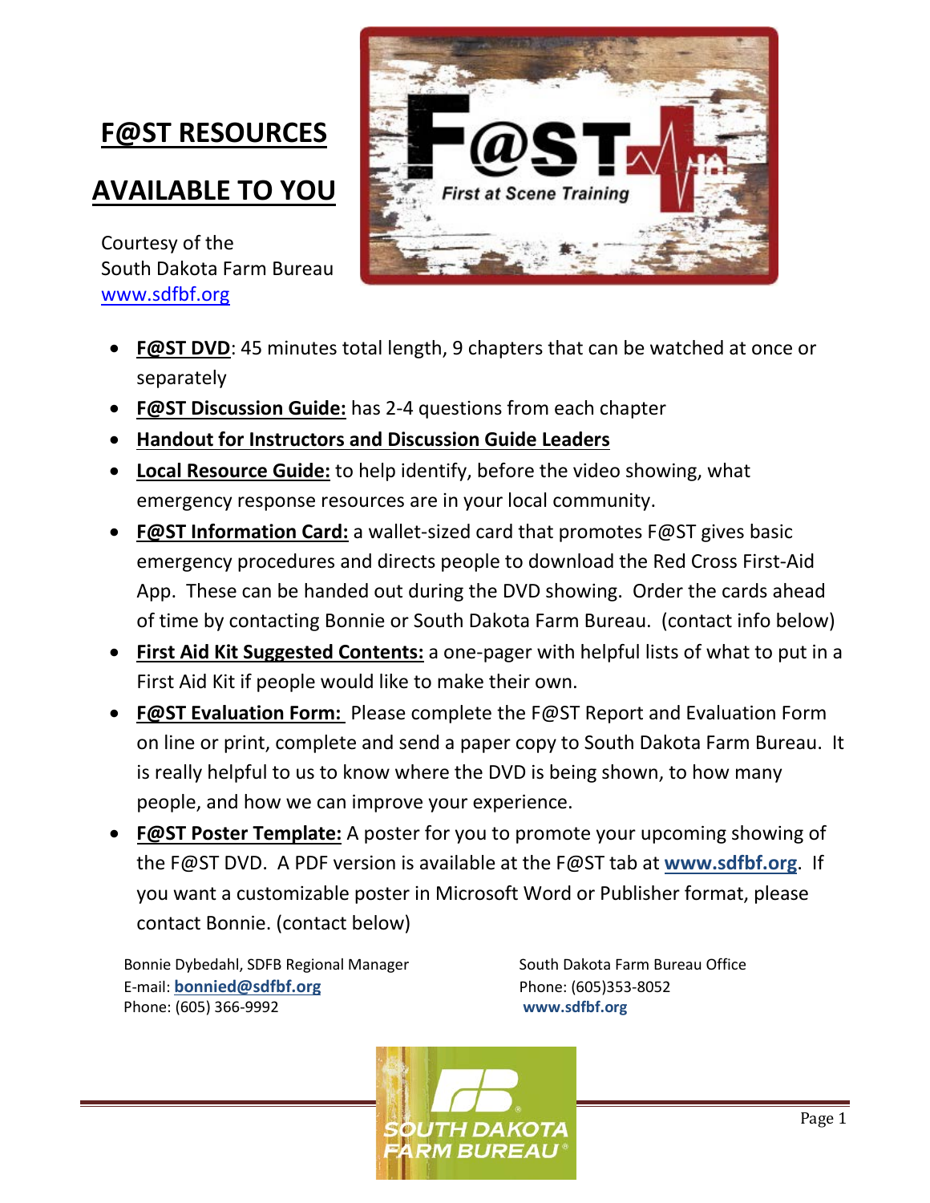# F@ST RESOURCES AVAILABLE TO YOU

Courtesy of the
South Dakota Farm Bureau
www.sdfbf.org

- **F@ST DVD**: 45 minutes total length, 9 chapters that can be watched at once or separately
- **F@ST Discussion Guide:** has 2-4 questions from each chapter
- **Handout for Instructors and Discussion Guide Leaders**
- **Local Resource Guide:** to help identify, before the video showing, what emergency response resources are in your local community.
- **F@ST Information Card:** a wallet-sized card that promotes F@ST gives basic emergency procedures and directs people to download the Red Cross First-Aid App. These can be handed out during the DVD showing. Order the cards ahead of time by contacting Bonnie or South Dakota Farm Bureau. (contact info below)
- **First Aid Kit Suggested Contents:** a one-pager with helpful lists of what to put in a First Aid Kit if people would like to make their own.
- **F@ST Evaluation Form:** Please complete the F@ST Report and Evaluation Form on line or print, complete and send a paper copy to South Dakota Farm Bureau. It is really helpful to us to know where the DVD is being shown, to how many people, and how we can improve your experience.
- **F@ST Poster Template:** A poster for you to promote your upcoming showing of the F@ST DVD. A PDF version is available at the F@ST tab at **www.sdfbf.org**. If you want a customizable poster in Microsoft Word or Publisher format, please contact Bonnie. (contact below)

Bonnie Dybedahl, SDFB Regional Manager
E-mail: **bonnied@sdfbf.org**
Phone: (605) 366-9992

South Dakota Farm Bureau Office
Phone: (605)353-8052
**www.sdfbf.org**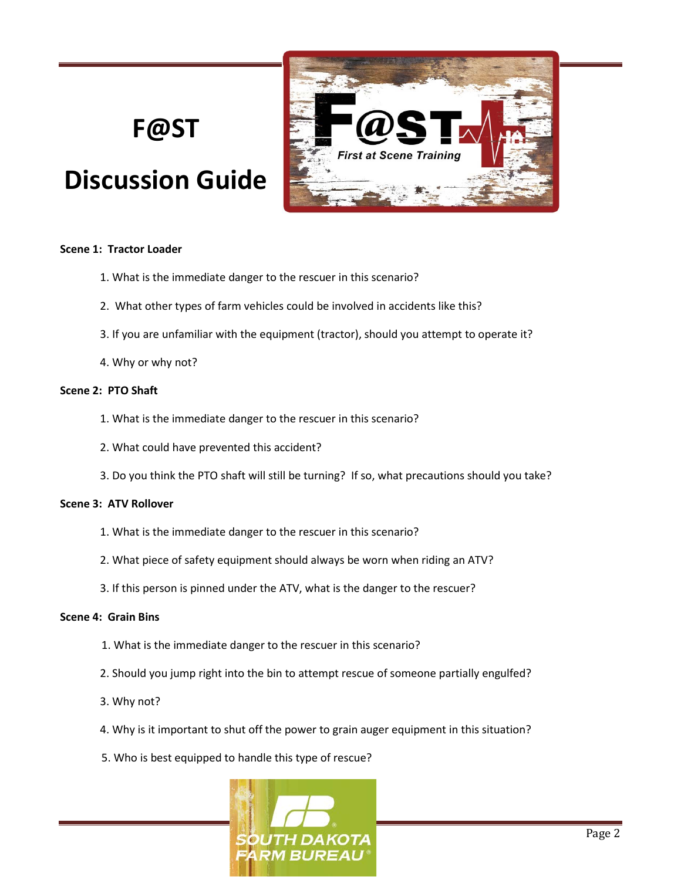# F@ST

# Discussion Guide

**Scene 1: Tractor Loader**

1. What is the immediate danger to the rescuer in this scenario?
2. What other types of farm vehicles could be involved in accidents like this?
3. If you are unfamiliar with the equipment (tractor), should you attempt to operate it?
4. Why or why not?

**Scene 2: PTO Shaft**

1. What is the immediate danger to the rescuer in this scenario?
2. What could have prevented this accident?
3. Do you think the PTO shaft will still be turning? If so, what precautions should you take?

**Scene 3: ATV Rollover**

1. What is the immediate danger to the rescuer in this scenario?
2. What piece of safety equipment should always be worn when riding an ATV?
3. If this person is pinned under the ATV, what is the danger to the rescuer?

**Scene 4: Grain Bins**

1. What is the immediate danger to the rescuer in this scenario?
2. Should you jump right into the bin to attempt rescue of someone partially engulfed?
3. Why not?
4. Why is it important to shut off the power to grain auger equipment in this situation?
5. Who is best equipped to handle this type of rescue?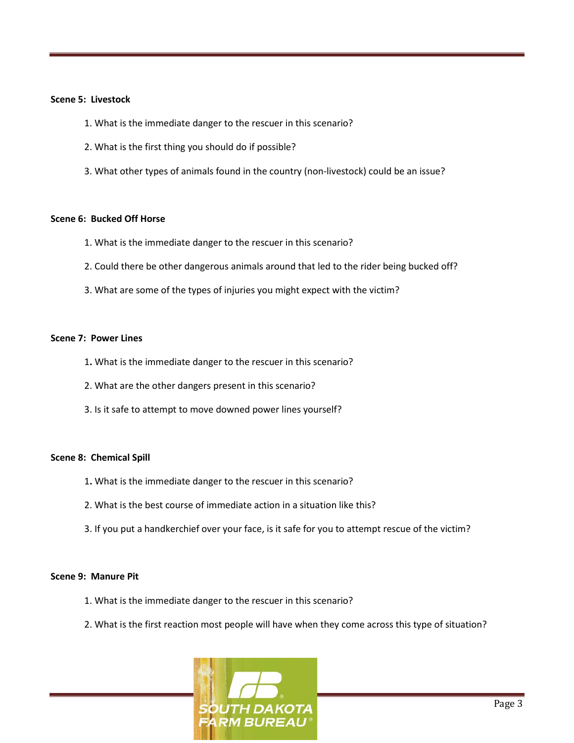**Scene 5: Livestock**

1. What is the immediate danger to the rescuer in this scenario?
2. What is the first thing you should do if possible?
3. What other types of animals found in the country (non-livestock) could be an issue?

**Scene 6: Bucked Off Horse**

1. What is the immediate danger to the rescuer in this scenario?
2. Could there be other dangerous animals around that led to the rider being bucked off?
3. What are some of the types of injuries you might expect with the victim?

**Scene 7: Power Lines**

1. What is the immediate danger to the rescuer in this scenario?
2. What are the other dangers present in this scenario?
3. Is it safe to attempt to move downed power lines yourself?

**Scene 8: Chemical Spill**

1. What is the immediate danger to the rescuer in this scenario?
2. What is the best course of immediate action in a situation like this?
3. If you put a handkerchief over your face, is it safe for you to attempt rescue of the victim?

**Scene 9: Manure Pit**

1. What is the immediate danger to the rescuer in this scenario?
2. What is the first reaction most people will have when they come across this type of situation?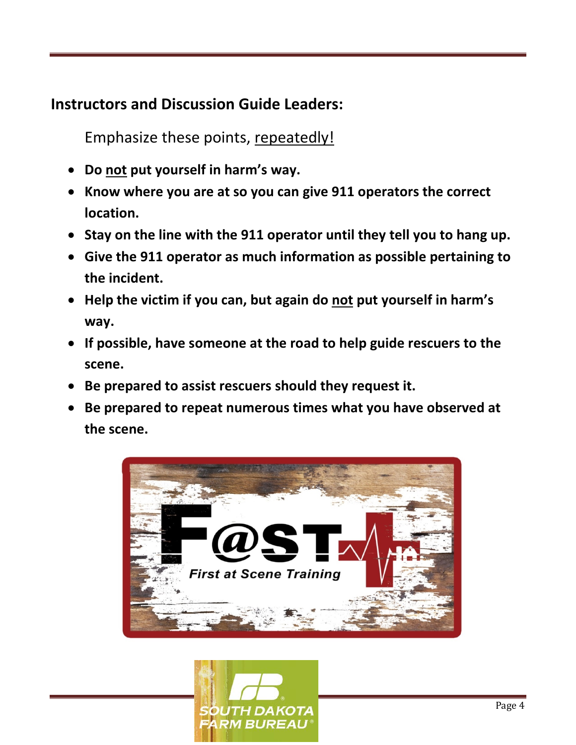**Instructors and Discussion Guide Leaders:**

Emphasize these points, repeatedly!

- **Do not put yourself in harm's way.**
- **Know where you are at so you can give 911 operators the correct location.**
- **Stay on the line with the 911 operator until they tell you to hang up.**
- **Give the 911 operator as much information as possible pertaining to the incident.**
- **Help the victim if you can, but again do not put yourself in harm's way.**
- **If possible, have someone at the road to help guide rescuers to the scene.**
- **Be prepared to assist rescuers should they request it.**
- **Be prepared to repeat numerous times what you have observed at the scene.**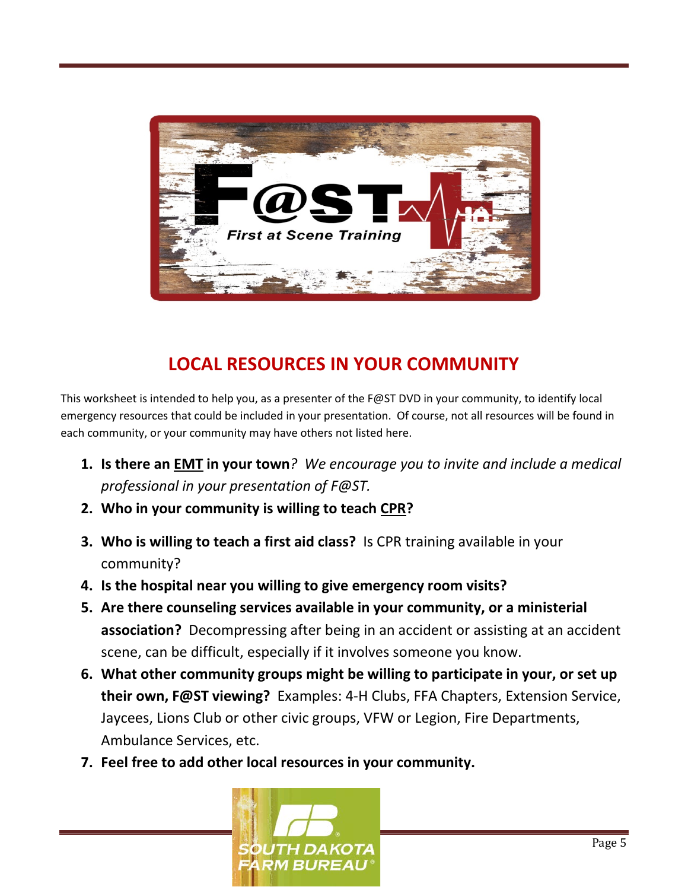## LOCAL RESOURCES IN YOUR COMMUNITY

This worksheet is intended to help you, as a presenter of the F@ST DVD in your community, to identify local emergency resources that could be included in your presentation. Of course, not all resources will be found in each community, or your community may have others not listed here.

1. **Is there an <u>EMT</u> in your town***? We encourage you to invite and include a medical professional in your presentation of F@ST.*
2. **Who in your community is willing to teach <u>CPR</u>?**
3. **Who is willing to teach a first aid class?** Is CPR training available in your community?
4. **Is the hospital near you willing to give emergency room visits?**
5. **Are there counseling services available in your community, or a ministerial association?** Decompressing after being in an accident or assisting at an accident scene, can be difficult, especially if it involves someone you know.
6. **What other community groups might be willing to participate in your, or set up their own, F@ST viewing?** Examples: 4-H Clubs, FFA Chapters, Extension Service, Jaycees, Lions Club or other civic groups, VFW or Legion, Fire Departments, Ambulance Services, etc.
7. **Feel free to add other local resources in your community.**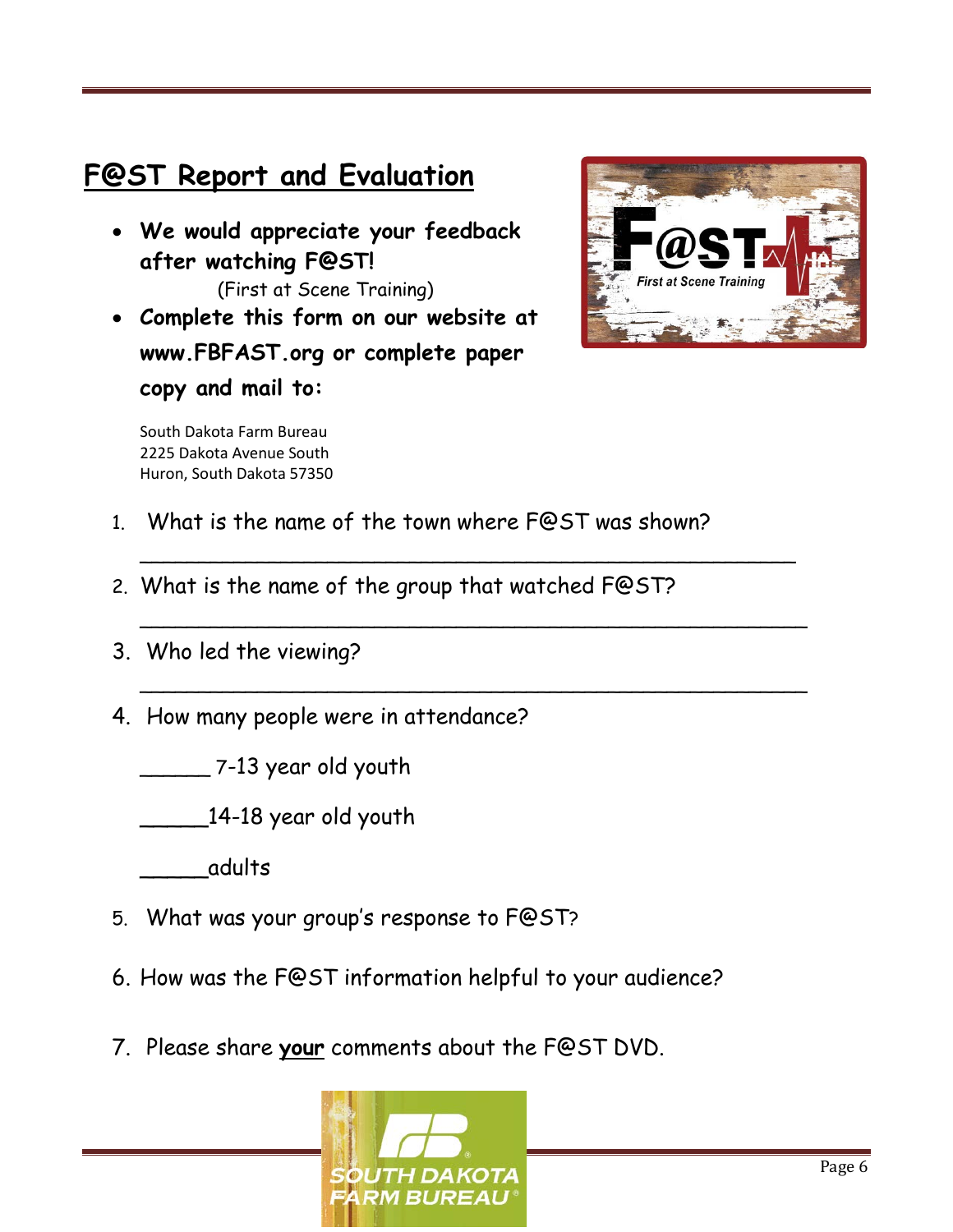## F@ST Report and Evaluation

- **We would appreciate your feedback after watching F@ST!**
  (First at Scene Training)
- **Complete this form on our website at www.FBFAST.org or complete paper copy and mail to:**

South Dakota Farm Bureau
2225 Dakota Avenue South
Huron, South Dakota 57350

1. What is the name of the town where F@ST was shown?

   ______________________________________________

2. What is the name of the group that watched F@ST?

   ______________________________________________

3. Who led the viewing?

   ______________________________________________

4. How many people were in attendance?

   _____ 7-13 year old youth

   _____14-18 year old youth

   _____adults

5. What was your group's response to F@ST?

6. How was the F@ST information helpful to your audience?

7. Please share **your** comments about the F@ST DVD.